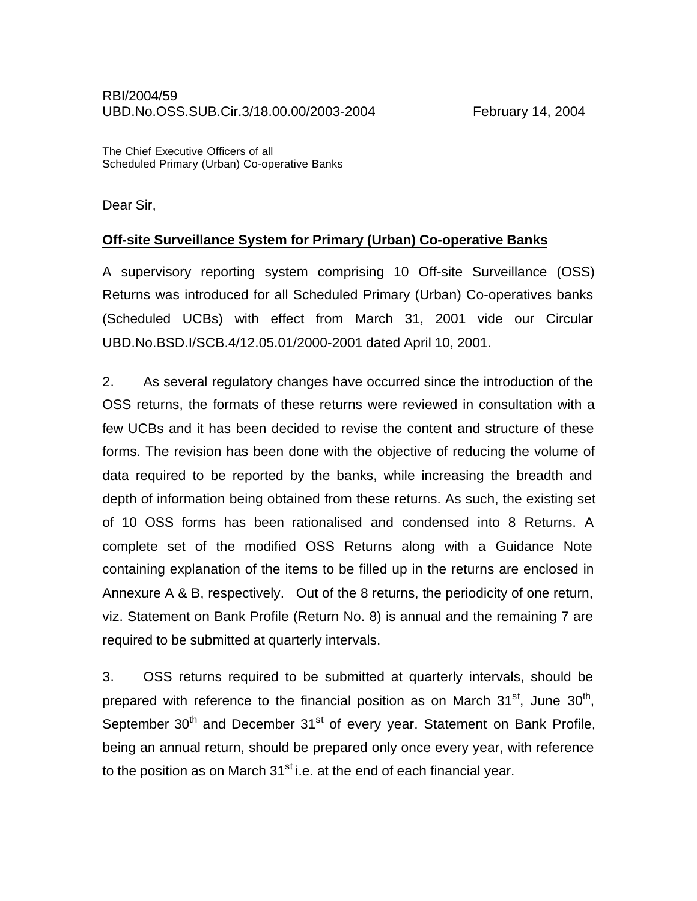RBI/2004/59
UBD.No.OSS.SUB.Cir.3/18.00.00/2003-2004 February 14, 2004

The Chief Executive Officers of all
Scheduled Primary (Urban) Co-operative Banks

Dear Sir,

**Off-site Surveillance System for Primary (Urban) Co-operative Banks**

A supervisory reporting system comprising 10 Off-site Surveillance (OSS) Returns was introduced for all Scheduled Primary (Urban) Co-operatives banks (Scheduled UCBs) with effect from March 31, 2001 vide our Circular UBD.No.BSD.I/SCB.4/12.05.01/2000-2001 dated April 10, 2001.

2. As several regulatory changes have occurred since the introduction of the OSS returns, the formats of these returns were reviewed in consultation with a few UCBs and it has been decided to revise the content and structure of these forms. The revision has been done with the objective of reducing the volume of data required to be reported by the banks, while increasing the breadth and depth of information being obtained from these returns. As such, the existing set of 10 OSS forms has been rationalised and condensed into 8 Returns. A complete set of the modified OSS Returns along with a Guidance Note containing explanation of the items to be filled up in the returns are enclosed in Annexure A & B, respectively. Out of the 8 returns, the periodicity of one return, viz. Statement on Bank Profile (Return No. 8) is annual and the remaining 7 are required to be submitted at quarterly intervals.

3. OSS returns required to be submitted at quarterly intervals, should be prepared with reference to the financial position as on March 31st, June 30th, September 30th and December 31st of every year. Statement on Bank Profile, being an annual return, should be prepared only once every year, with reference to the position as on March 31st i.e. at the end of each financial year.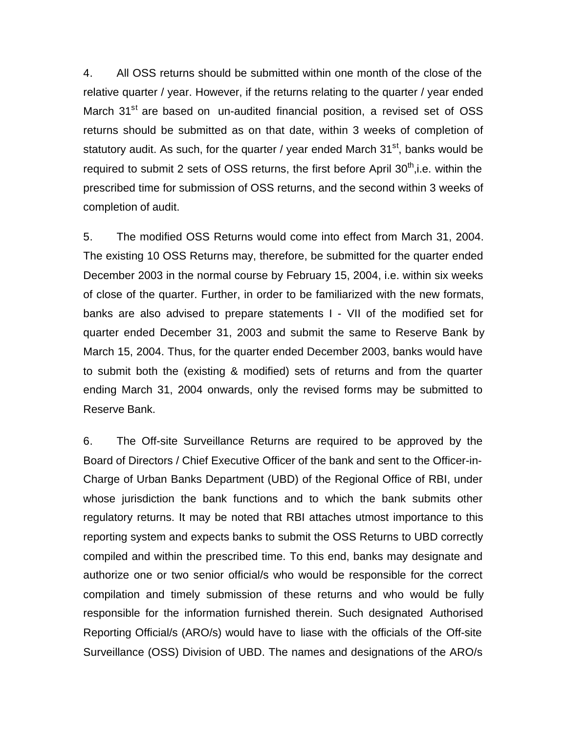4. All OSS returns should be submitted within one month of the close of the relative quarter / year. However, if the returns relating to the quarter / year ended March 31st are based on un-audited financial position, a revised set of OSS returns should be submitted as on that date, within 3 weeks of completion of statutory audit. As such, for the quarter / year ended March 31st, banks would be required to submit 2 sets of OSS returns, the first before April 30th,i.e. within the prescribed time for submission of OSS returns, and the second within 3 weeks of completion of audit.

5. The modified OSS Returns would come into effect from March 31, 2004. The existing 10 OSS Returns may, therefore, be submitted for the quarter ended December 2003 in the normal course by February 15, 2004, i.e. within six weeks of close of the quarter. Further, in order to be familiarized with the new formats, banks are also advised to prepare statements I - VII of the modified set for quarter ended December 31, 2003 and submit the same to Reserve Bank by March 15, 2004. Thus, for the quarter ended December 2003, banks would have to submit both the (existing & modified) sets of returns and from the quarter ending March 31, 2004 onwards, only the revised forms may be submitted to Reserve Bank.

6. The Off-site Surveillance Returns are required to be approved by the Board of Directors / Chief Executive Officer of the bank and sent to the Officer-in-Charge of Urban Banks Department (UBD) of the Regional Office of RBI, under whose jurisdiction the bank functions and to which the bank submits other regulatory returns. It may be noted that RBI attaches utmost importance to this reporting system and expects banks to submit the OSS Returns to UBD correctly compiled and within the prescribed time. To this end, banks may designate and authorize one or two senior official/s who would be responsible for the correct compilation and timely submission of these returns and who would be fully responsible for the information furnished therein. Such designated Authorised Reporting Official/s (ARO/s) would have to liase with the officials of the Off-site Surveillance (OSS) Division of UBD. The names and designations of the ARO/s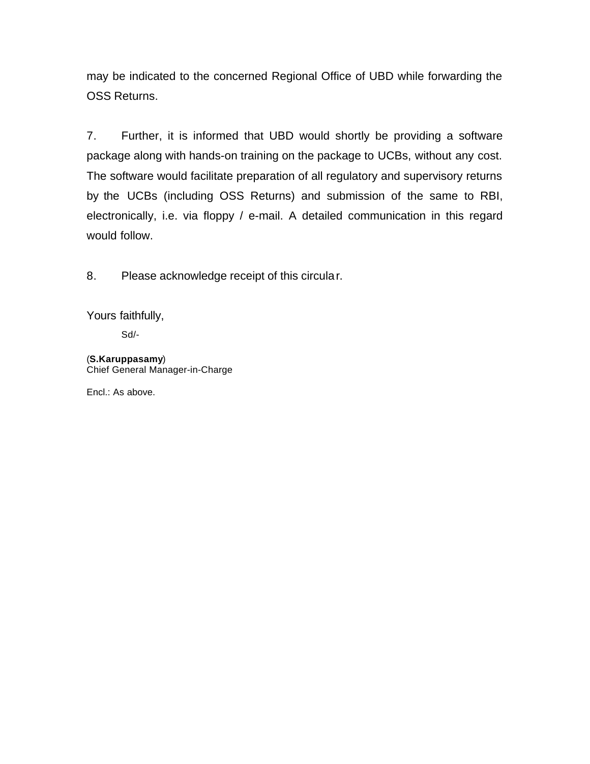may be indicated to the concerned Regional Office of UBD while forwarding the OSS Returns.

7. Further, it is informed that UBD would shortly be providing a software package along with hands-on training on the package to UCBs, without any cost. The software would facilitate preparation of all regulatory and supervisory returns by the UCBs (including OSS Returns) and submission of the same to RBI, electronically, i.e. via floppy / e-mail. A detailed communication in this regard would follow.

8. Please acknowledge receipt of this circular.

Yours faithfully,

Sd/-

(**S.Karuppasamy**)
Chief General Manager-in-Charge

Encl.: As above.